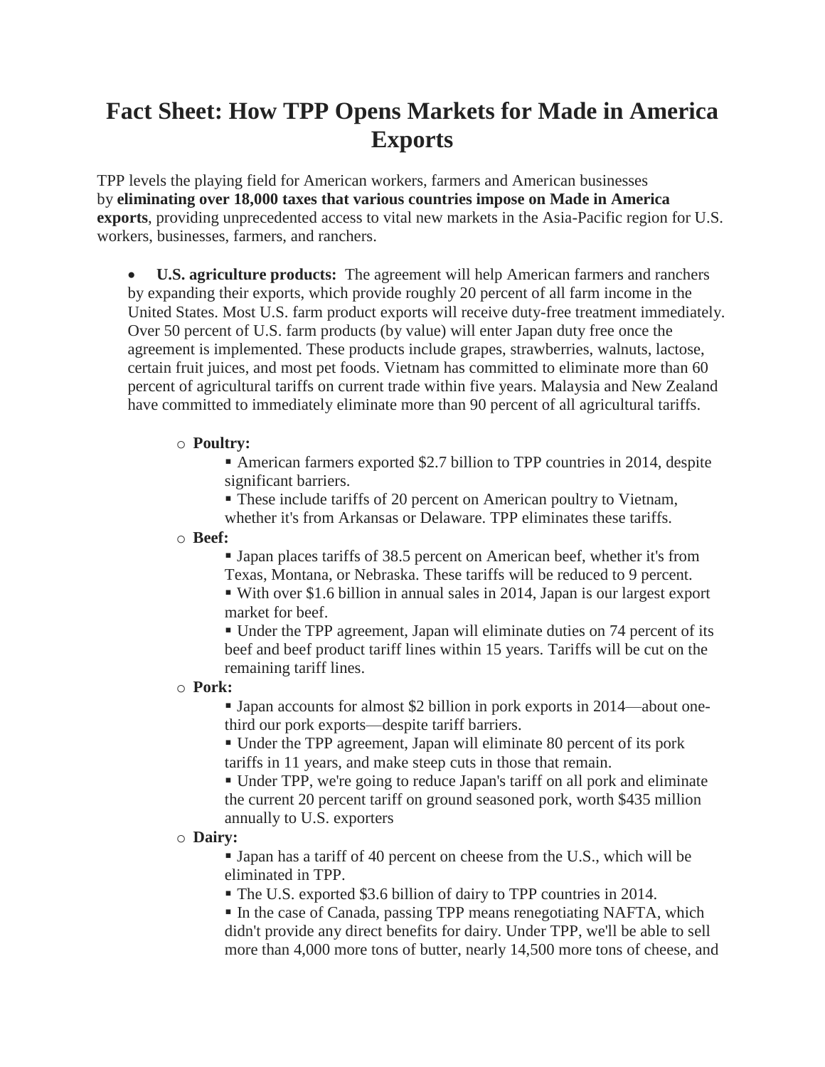# Fact Sheet: How TPP Opens Markets for Made in America Exports

TPP levels the playing field for American workers, farmers and American businesses by **eliminating over 18,000 taxes that various countries impose on Made in America exports**, providing unprecedented access to vital new markets in the Asia-Pacific region for U.S. workers, businesses, farmers, and ranchers.

- **U.S. agriculture products:** The agreement will help American farmers and ranchers by expanding their exports, which provide roughly 20 percent of all farm income in the United States. Most U.S. farm product exports will receive duty-free treatment immediately. Over 50 percent of U.S. farm products (by value) will enter Japan duty free once the agreement is implemented. These products include grapes, strawberries, walnuts, lactose, certain fruit juices, and most pet foods. Vietnam has committed to eliminate more than 60 percent of agricultural tariffs on current trade within five years. Malaysia and New Zealand have committed to immediately eliminate more than 90 percent of all agricultural tariffs.
    - **Poultry:**
        - American farmers exported $2.7 billion to TPP countries in 2014, despite significant barriers.
        - These include tariffs of 20 percent on American poultry to Vietnam, whether it's from Arkansas or Delaware. TPP eliminates these tariffs.
    - **Beef:**
        - Japan places tariffs of 38.5 percent on American beef, whether it's from Texas, Montana, or Nebraska. These tariffs will be reduced to 9 percent.
        - With over $1.6 billion in annual sales in 2014, Japan is our largest export market for beef.
        - Under the TPP agreement, Japan will eliminate duties on 74 percent of its beef and beef product tariff lines within 15 years. Tariffs will be cut on the remaining tariff lines.
    - **Pork:**
        - Japan accounts for almost $2 billion in pork exports in 2014—about one-third our pork exports—despite tariff barriers.
        - Under the TPP agreement, Japan will eliminate 80 percent of its pork tariffs in 11 years, and make steep cuts in those that remain.
        - Under TPP, we're going to reduce Japan's tariff on all pork and eliminate the current 20 percent tariff on ground seasoned pork, worth $435 million annually to U.S. exporters
    - **Dairy:**
        - Japan has a tariff of 40 percent on cheese from the U.S., which will be eliminated in TPP.
        - The U.S. exported $3.6 billion of dairy to TPP countries in 2014.
        - In the case of Canada, passing TPP means renegotiating NAFTA, which didn't provide any direct benefits for dairy. Under TPP, we'll be able to sell more than 4,000 more tons of butter, nearly 14,500 more tons of cheese, and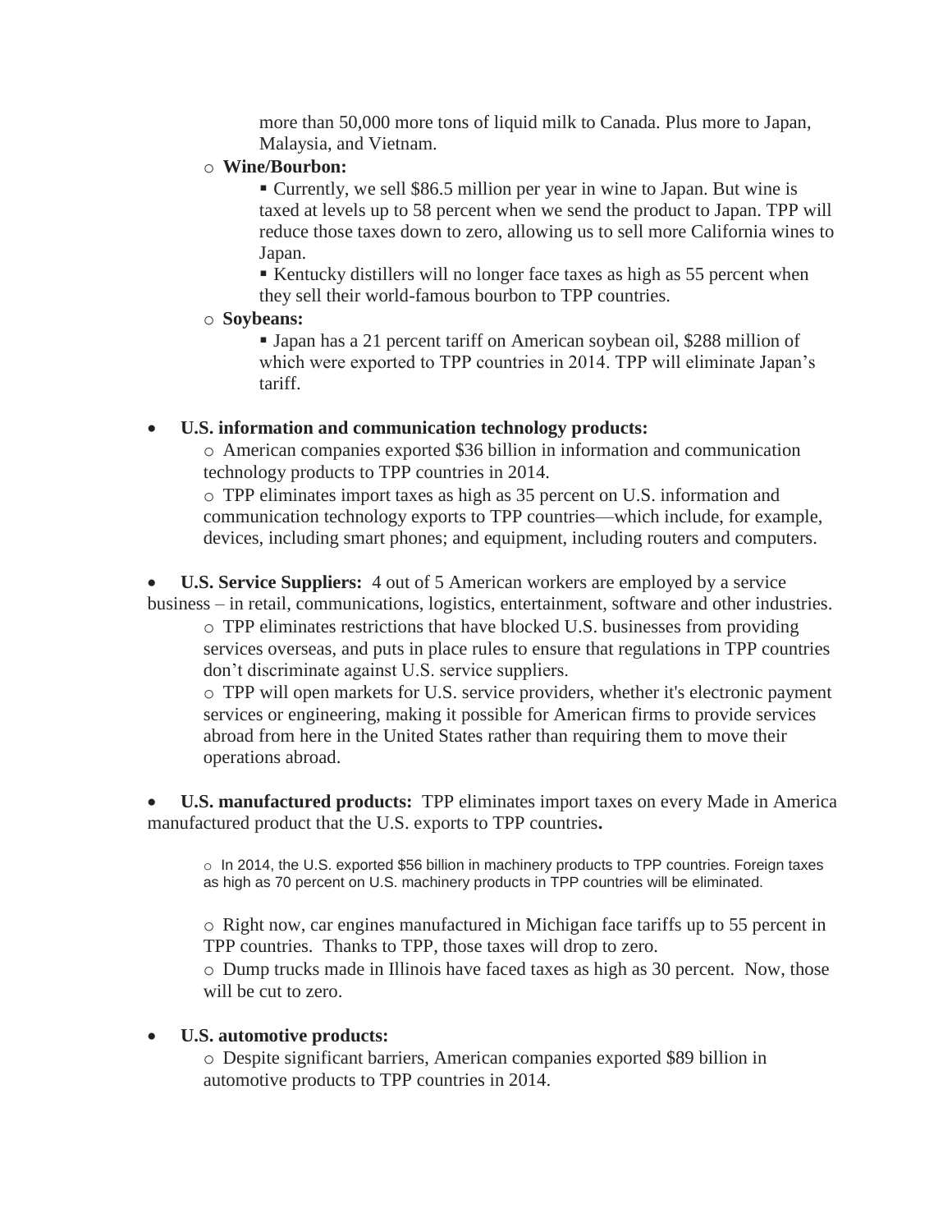more than 50,000 more tons of liquid milk to Canada. Plus more to Japan, Malaysia, and Vietnam.

  - **Wine/Bourbon:**
    - Currently, we sell $86.5 million per year in wine to Japan. But wine is taxed at levels up to 58 percent when we send the product to Japan. TPP will reduce those taxes down to zero, allowing us to sell more California wines to Japan.
    - Kentucky distillers will no longer face taxes as high as 55 percent when they sell their world-famous bourbon to TPP countries.
  - **Soybeans:**
    - Japan has a 21 percent tariff on American soybean oil, $288 million of which were exported to TPP countries in 2014. TPP will eliminate Japan's tariff.

- **U.S. information and communication technology products:**
  - American companies exported $36 billion in information and communication technology products to TPP countries in 2014.
  - TPP eliminates import taxes as high as 35 percent on U.S. information and communication technology exports to TPP countries—which include, for example, devices, including smart phones; and equipment, including routers and computers.

- **U.S. Service Suppliers:** 4 out of 5 American workers are employed by a service business – in retail, communications, logistics, entertainment, software and other industries.
  - TPP eliminates restrictions that have blocked U.S. businesses from providing services overseas, and puts in place rules to ensure that regulations in TPP countries don't discriminate against U.S. service suppliers.
  - TPP will open markets for U.S. service providers, whether it's electronic payment services or engineering, making it possible for American firms to provide services abroad from here in the United States rather than requiring them to move their operations abroad.

- **U.S. manufactured products:** TPP eliminates import taxes on every Made in America manufactured product that the U.S. exports to TPP countries**.**
  - In 2014, the U.S. exported $56 billion in machinery products to TPP countries. Foreign taxes as high as 70 percent on U.S. machinery products in TPP countries will be eliminated.
  - Right now, car engines manufactured in Michigan face tariffs up to 55 percent in TPP countries. Thanks to TPP, those taxes will drop to zero.
  - Dump trucks made in Illinois have faced taxes as high as 30 percent. Now, those will be cut to zero.

- **U.S. automotive products:**
  - Despite significant barriers, American companies exported $89 billion in automotive products to TPP countries in 2014.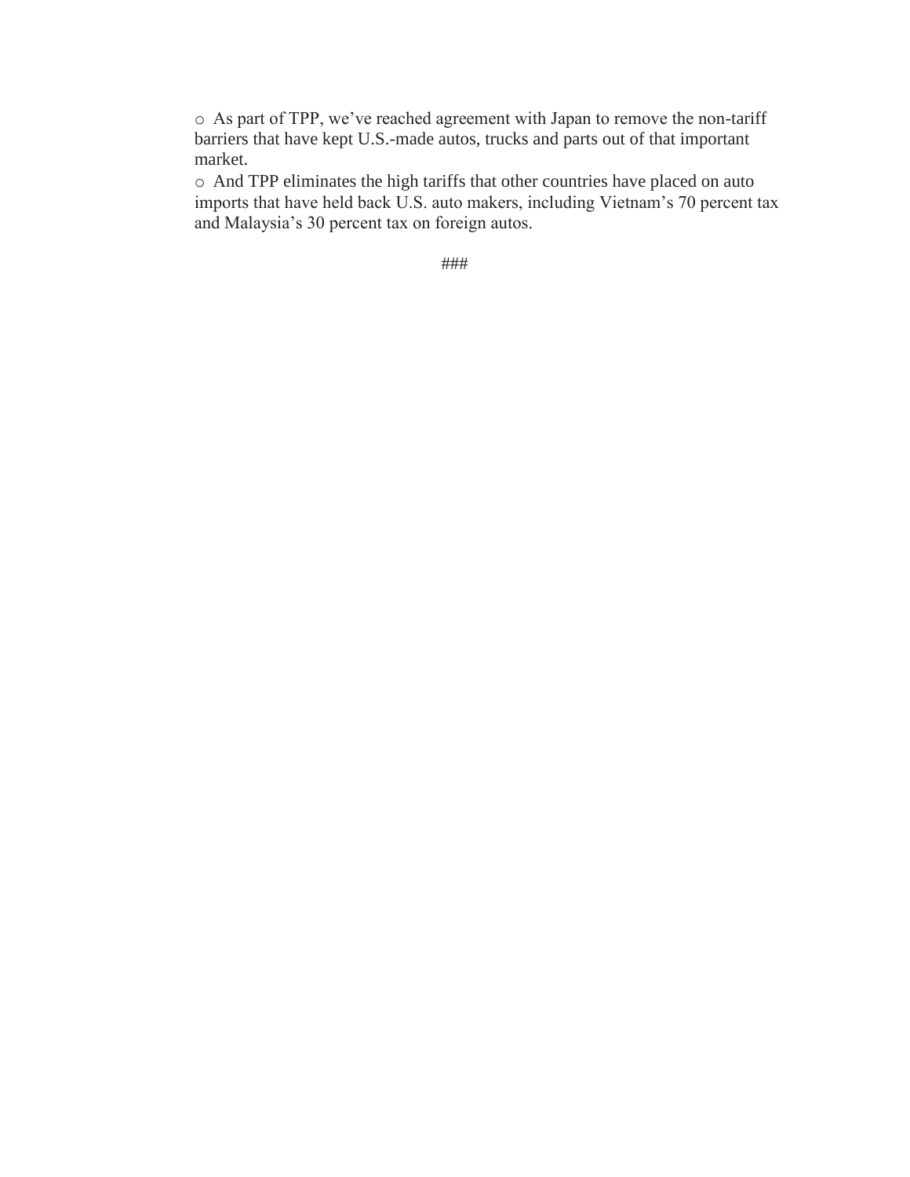- As part of TPP, we've reached agreement with Japan to remove the non-tariff barriers that have kept U.S.-made autos, trucks and parts out of that important market.
- And TPP eliminates the high tariffs that other countries have placed on auto imports that have held back U.S. auto makers, including Vietnam's 70 percent tax and Malaysia's 30 percent tax on foreign autos.

###